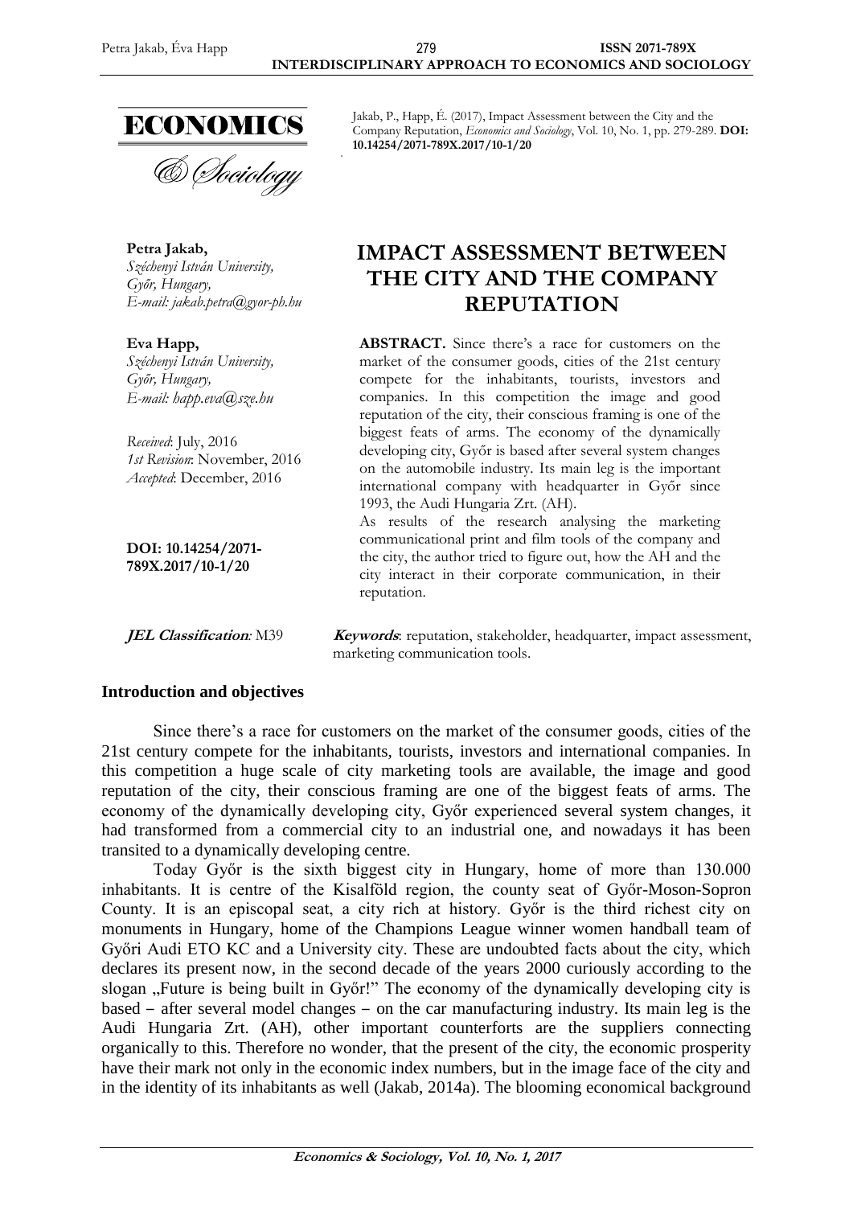ECONOMICS

& Sociology

Jakab, P., Happ, É. (2017), Impact Assessment between the City and the Company Reputation, *Economics and Sociology*, Vol. 10, No. 1, pp. 279-289. **DOI: 10.14254/2071-789X.2017/10-1/20**

**Petra Jakab,**
*Széchenyi István University, Győr, Hungary,*
*E-mail: jakab.petra@gyor-ph.hu*

**Eva Happ,**
*Széchenyi István University, Győr, Hungary,*
*E-mail: happ.eva@sze.hu*

*Received*: July, 2016
*1st Revision*: November, 2016
*Accepted*: December, 2016

**DOI: 10.14254/2071-789X.2017/10-1/20**

# IMPACT ASSESSMENT BETWEEN THE CITY AND THE COMPANY REPUTATION

**ABSTRACT.** Since there's a race for customers on the market of the consumer goods, cities of the 21st century compete for the inhabitants, tourists, investors and companies. In this competition the image and good reputation of the city, their conscious framing is one of the biggest feats of arms. The economy of the dynamically developing city, Győr is based after several system changes on the automobile industry. Its main leg is the important international company with headquarter in Győr since 1993, the Audi Hungaria Zrt. (AH).

As results of the research analysing the marketing communicational print and film tools of the company and the city, the author tried to figure out, how the AH and the city interact in their corporate communication, in their reputation.

***JEL Classification*:** M39

***Keywords*:** reputation, stakeholder, headquarter, impact assessment, marketing communication tools.

## Introduction and objectives

Since there's a race for customers on the market of the consumer goods, cities of the 21st century compete for the inhabitants, tourists, investors and international companies. In this competition a huge scale of city marketing tools are available, the image and good reputation of the city, their conscious framing are one of the biggest feats of arms. The economy of the dynamically developing city, Győr experienced several system changes, it had transformed from a commercial city to an industrial one, and nowadays it has been transited to a dynamically developing centre.

Today Győr is the sixth biggest city in Hungary, home of more than 130.000 inhabitants. It is centre of the Kisalföld region, the county seat of Győr-Moson-Sopron County. It is an episcopal seat, a city rich at history. Győr is the third richest city on monuments in Hungary, home of the Champions League winner women handball team of Győri Audi ETO KC and a University city. These are undoubted facts about the city, which declares its present now, in the second decade of the years 2000 curiously according to the slogan „Future is being built in Győr!" The economy of the dynamically developing city is based – after several model changes – on the car manufacturing industry. Its main leg is the Audi Hungaria Zrt. (AH), other important counterforts are the suppliers connecting organically to this. Therefore no wonder, that the present of the city, the economic prosperity have their mark not only in the economic index numbers, but in the image face of the city and in the identity of its inhabitants as well (Jakab, 2014a). The blooming economical background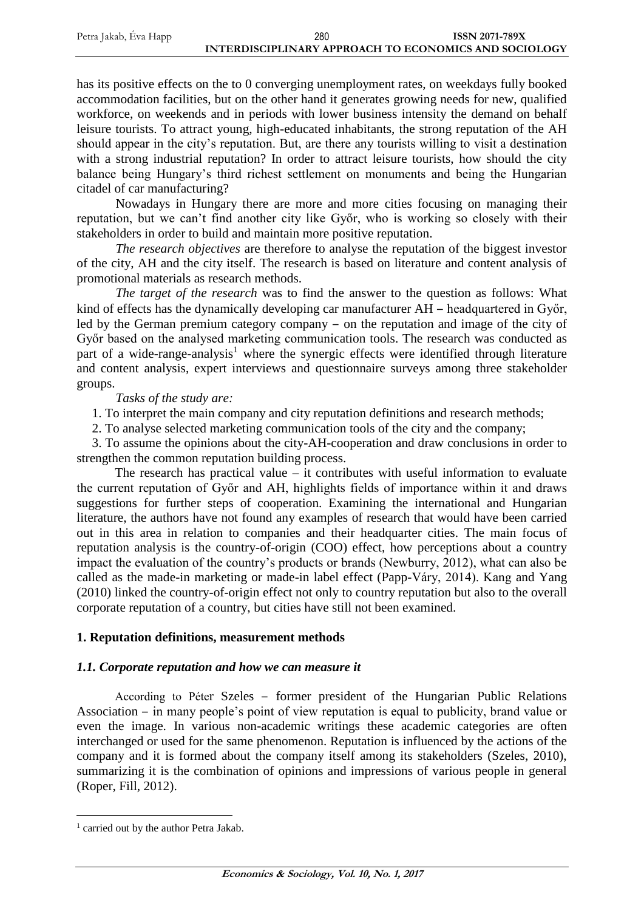has its positive effects on the to 0 converging unemployment rates, on weekdays fully booked accommodation facilities, but on the other hand it generates growing needs for new, qualified workforce, on weekends and in periods with lower business intensity the demand on behalf leisure tourists. To attract young, high-educated inhabitants, the strong reputation of the AH should appear in the city's reputation. But, are there any tourists willing to visit a destination with a strong industrial reputation? In order to attract leisure tourists, how should the city balance being Hungary's third richest settlement on monuments and being the Hungarian citadel of car manufacturing?

Nowadays in Hungary there are more and more cities focusing on managing their reputation, but we can't find another city like Győr, who is working so closely with their stakeholders in order to build and maintain more positive reputation.

*The research objectives* are therefore to analyse the reputation of the biggest investor of the city, AH and the city itself. The research is based on literature and content analysis of promotional materials as research methods.

*The target of the research* was to find the answer to the question as follows: What kind of effects has the dynamically developing car manufacturer AH – headquartered in Győr, led by the German premium category company – on the reputation and image of the city of Győr based on the analysed marketing communication tools. The research was conducted as part of a wide-range-analysis[1] where the synergic effects were identified through literature and content analysis, expert interviews and questionnaire surveys among three stakeholder groups.

*Tasks of the study are:*

1. To interpret the main company and city reputation definitions and research methods;
2. To analyse selected marketing communication tools of the city and the company;
3. To assume the opinions about the city-AH-cooperation and draw conclusions in order to strengthen the common reputation building process.

The research has practical value – it contributes with useful information to evaluate the current reputation of Győr and AH, highlights fields of importance within it and draws suggestions for further steps of cooperation. Examining the international and Hungarian literature, the authors have not found any examples of research that would have been carried out in this area in relation to companies and their headquarter cities. The main focus of reputation analysis is the country-of-origin (COO) effect, how perceptions about a country impact the evaluation of the country's products or brands (Newburry, 2012), what can also be called as the made-in marketing or made-in label effect (Papp-Váry, 2014). Kang and Yang (2010) linked the country-of-origin effect not only to country reputation but also to the overall corporate reputation of a country, but cities have still not been examined.

## 1. Reputation definitions, measurement methods

### *1.1. Corporate reputation and how we can measure it*

According to Péter Szeles – former president of the Hungarian Public Relations Association – in many people's point of view reputation is equal to publicity, brand value or even the image. In various non-academic writings these academic categories are often interchanged or used for the same phenomenon. Reputation is influenced by the actions of the company and it is formed about the company itself among its stakeholders (Szeles, 2010), summarizing it is the combination of opinions and impressions of various people in general (Roper, Fill, 2012).

---

[1] carried out by the author Petra Jakab.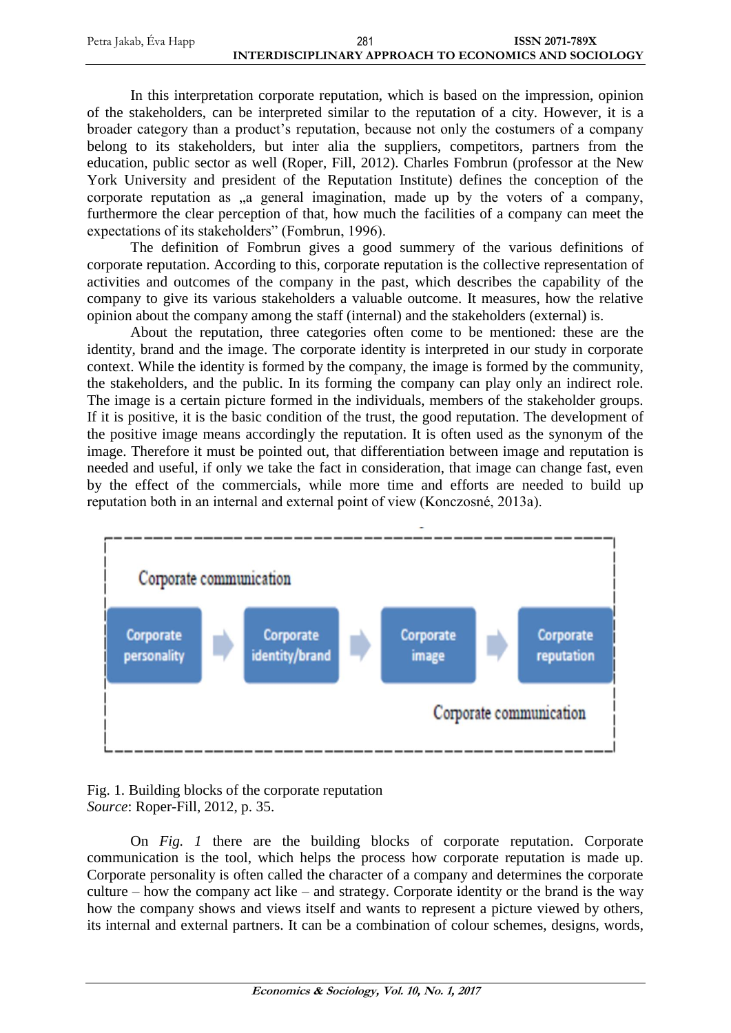In this interpretation corporate reputation, which is based on the impression, opinion of the stakeholders, can be interpreted similar to the reputation of a city. However, it is a broader category than a product's reputation, because not only the costumers of a company belong to its stakeholders, but inter alia the suppliers, competitors, partners from the education, public sector as well (Roper, Fill, 2012). Charles Fombrun (professor at the New York University and president of the Reputation Institute) defines the conception of the corporate reputation as „a general imagination, made up by the voters of a company, furthermore the clear perception of that, how much the facilities of a company can meet the expectations of its stakeholders" (Fombrun, 1996).

The definition of Fombrun gives a good summery of the various definitions of corporate reputation. According to this, corporate reputation is the collective representation of activities and outcomes of the company in the past, which describes the capability of the company to give its various stakeholders a valuable outcome. It measures, how the relative opinion about the company among the staff (internal) and the stakeholders (external) is.

About the reputation, three categories often come to be mentioned: these are the identity, brand and the image. The corporate identity is interpreted in our study in corporate context. While the identity is formed by the company, the image is formed by the community, the stakeholders, and the public. In its forming the company can play only an indirect role. The image is a certain picture formed in the individuals, members of the stakeholder groups. If it is positive, it is the basic condition of the trust, the good reputation. The development of the positive image means accordingly the reputation. It is often used as the synonym of the image. Therefore it must be pointed out, that differentiation between image and reputation is needed and useful, if only we take the fact in consideration, that image can change fast, even by the effect of the commercials, while more time and efforts are needed to build up reputation both in an internal and external point of view (Konczosné, 2013a).

Corporate communication

Corporate personality → Corporate identity/brand → Corporate image → Corporate reputation

Corporate communication

Fig. 1. Building blocks of the corporate reputation
*Source*: Roper-Fill, 2012, p. 35.

On *Fig. 1* there are the building blocks of corporate reputation. Corporate communication is the tool, which helps the process how corporate reputation is made up. Corporate personality is often called the character of a company and determines the corporate culture – how the company act like – and strategy. Corporate identity or the brand is the way how the company shows and views itself and wants to represent a picture viewed by others, its internal and external partners. It can be a combination of colour schemes, designs, words,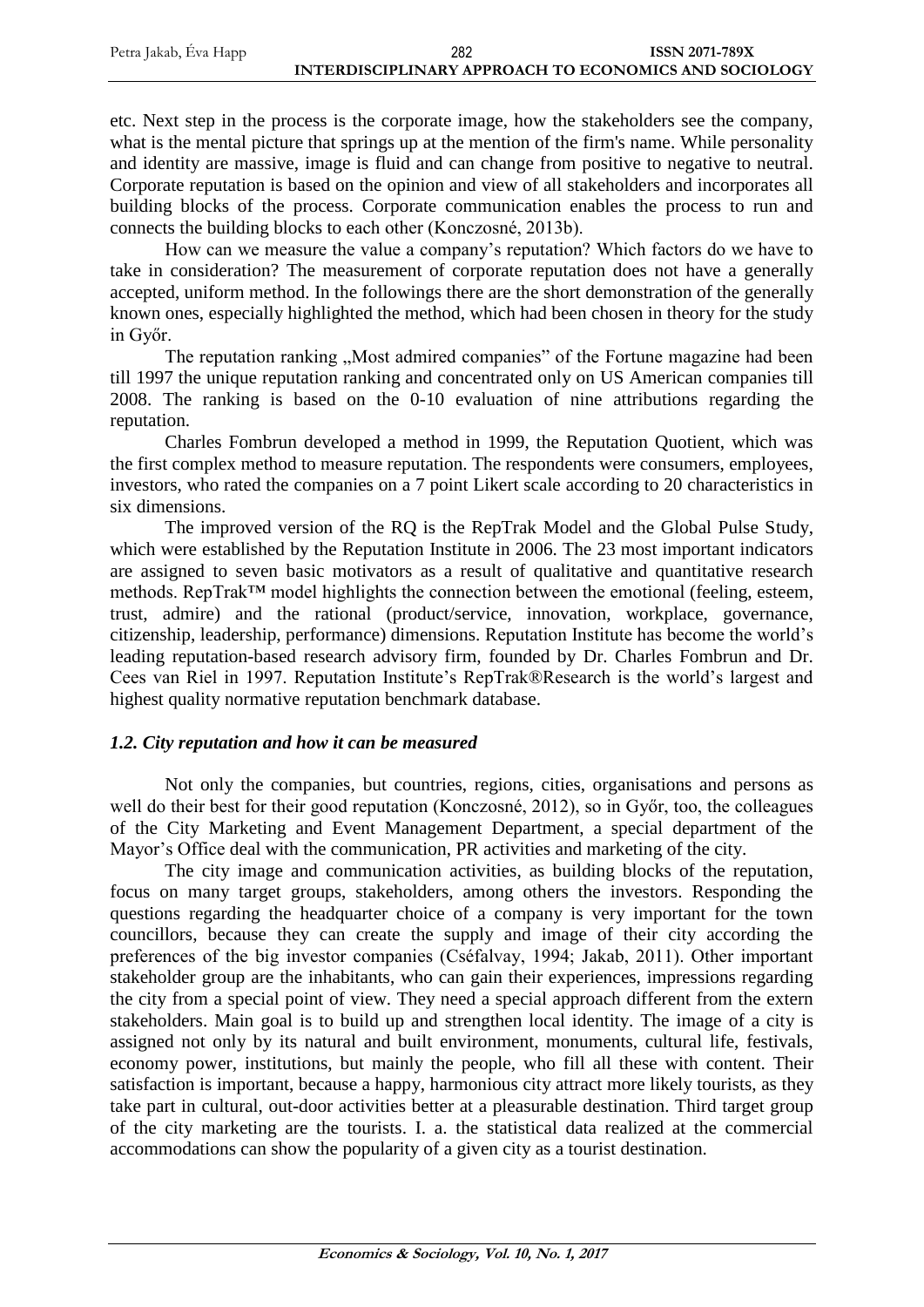etc. Next step in the process is the corporate image, how the stakeholders see the company, what is the mental picture that springs up at the mention of the firm's name. While personality and identity are massive, image is fluid and can change from positive to negative to neutral. Corporate reputation is based on the opinion and view of all stakeholders and incorporates all building blocks of the process. Corporate communication enables the process to run and connects the building blocks to each other (Konczosné, 2013b).

How can we measure the value a company's reputation? Which factors do we have to take in consideration? The measurement of corporate reputation does not have a generally accepted, uniform method. In the followings there are the short demonstration of the generally known ones, especially highlighted the method, which had been chosen in theory for the study in Győr.

The reputation ranking „Most admired companies" of the Fortune magazine had been till 1997 the unique reputation ranking and concentrated only on US American companies till 2008. The ranking is based on the 0-10 evaluation of nine attributions regarding the reputation.

Charles Fombrun developed a method in 1999, the Reputation Quotient, which was the first complex method to measure reputation. The respondents were consumers, employees, investors, who rated the companies on a 7 point Likert scale according to 20 characteristics in six dimensions.

The improved version of the RQ is the RepTrak Model and the Global Pulse Study, which were established by the Reputation Institute in 2006. The 23 most important indicators are assigned to seven basic motivators as a result of qualitative and quantitative research methods. RepTrak™ model highlights the connection between the emotional (feeling, esteem, trust, admire) and the rational (product/service, innovation, workplace, governance, citizenship, leadership, performance) dimensions. Reputation Institute has become the world's leading reputation-based research advisory firm, founded by Dr. Charles Fombrun and Dr. Cees van Riel in 1997. Reputation Institute's RepTrak®Research is the world's largest and highest quality normative reputation benchmark database.

### *1.2. City reputation and how it can be measured*

Not only the companies, but countries, regions, cities, organisations and persons as well do their best for their good reputation (Konczosné, 2012), so in Győr, too, the colleagues of the City Marketing and Event Management Department, a special department of the Mayor's Office deal with the communication, PR activities and marketing of the city.

The city image and communication activities, as building blocks of the reputation, focus on many target groups, stakeholders, among others the investors. Responding the questions regarding the headquarter choice of a company is very important for the town councillors, because they can create the supply and image of their city according the preferences of the big investor companies (Cséfalvay, 1994; Jakab, 2011). Other important stakeholder group are the inhabitants, who can gain their experiences, impressions regarding the city from a special point of view. They need a special approach different from the extern stakeholders. Main goal is to build up and strengthen local identity. The image of a city is assigned not only by its natural and built environment, monuments, cultural life, festivals, economy power, institutions, but mainly the people, who fill all these with content. Their satisfaction is important, because a happy, harmonious city attract more likely tourists, as they take part in cultural, out-door activities better at a pleasurable destination. Third target group of the city marketing are the tourists. I. a. the statistical data realized at the commercial accommodations can show the popularity of a given city as a tourist destination.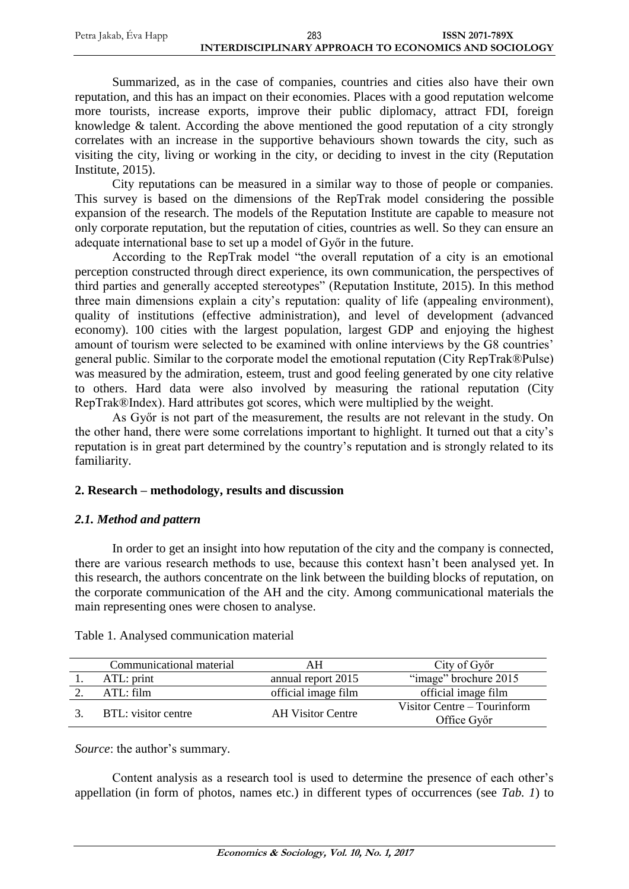Summarized, as in the case of companies, countries and cities also have their own reputation, and this has an impact on their economies. Places with a good reputation welcome more tourists, increase exports, improve their public diplomacy, attract FDI, foreign knowledge & talent. According the above mentioned the good reputation of a city strongly correlates with an increase in the supportive behaviours shown towards the city, such as visiting the city, living or working in the city, or deciding to invest in the city (Reputation Institute, 2015).

City reputations can be measured in a similar way to those of people or companies. This survey is based on the dimensions of the RepTrak model considering the possible expansion of the research. The models of the Reputation Institute are capable to measure not only corporate reputation, but the reputation of cities, countries as well. So they can ensure an adequate international base to set up a model of Győr in the future.

According to the RepTrak model "the overall reputation of a city is an emotional perception constructed through direct experience, its own communication, the perspectives of third parties and generally accepted stereotypes" (Reputation Institute, 2015). In this method three main dimensions explain a city's reputation: quality of life (appealing environment), quality of institutions (effective administration), and level of development (advanced economy). 100 cities with the largest population, largest GDP and enjoying the highest amount of tourism were selected to be examined with online interviews by the G8 countries' general public. Similar to the corporate model the emotional reputation (City RepTrak®Pulse) was measured by the admiration, esteem, trust and good feeling generated by one city relative to others. Hard data were also involved by measuring the rational reputation (City RepTrak®Index). Hard attributes got scores, which were multiplied by the weight.

As Győr is not part of the measurement, the results are not relevant in the study. On the other hand, there were some correlations important to highlight. It turned out that a city's reputation is in great part determined by the country's reputation and is strongly related to its familiarity.

## 2. Research – methodology, results and discussion

### *2.1. Method and pattern*

In order to get an insight into how reputation of the city and the company is connected, there are various research methods to use, because this context hasn't been analysed yet. In this research, the authors concentrate on the link between the building blocks of reputation, on the corporate communication of the AH and the city. Among communicational materials the main representing ones were chosen to analyse.

Table 1. Analysed communication material

| | Communicational material | AH | City of Győr |
|---|---|---|---|
| 1. | ATL: print | annual report 2015 | "image" brochure 2015 |
| 2. | ATL: film | official image film | official image film |
| 3. | BTL: visitor centre | AH Visitor Centre | Visitor Centre – Tourinform Office Győr |

*Source*: the author's summary.

Content analysis as a research tool is used to determine the presence of each other's appellation (in form of photos, names etc.) in different types of occurrences (see *Tab. 1*) to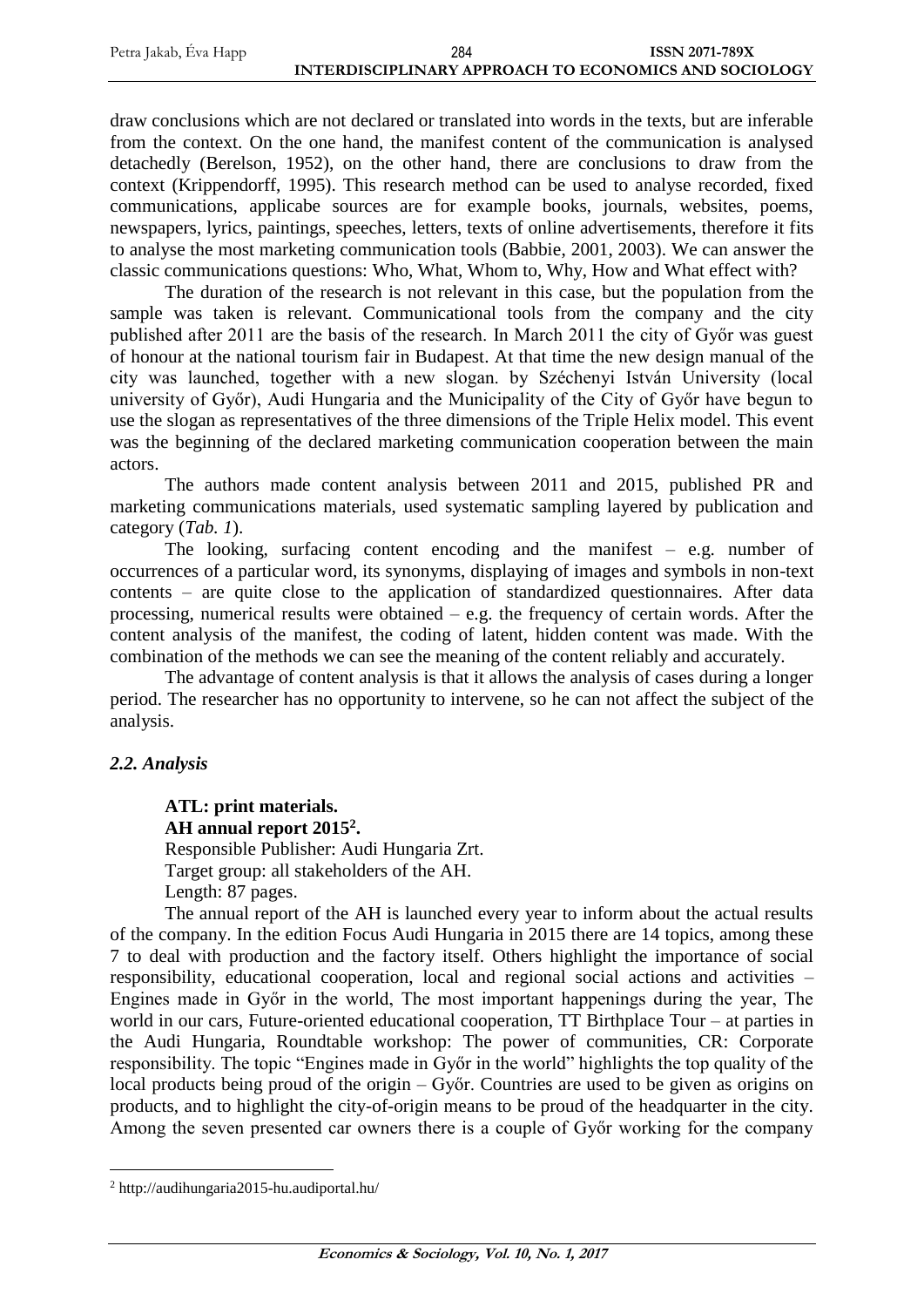draw conclusions which are not declared or translated into words in the texts, but are inferable from the context. On the one hand, the manifest content of the communication is analysed detachedly (Berelson, 1952), on the other hand, there are conclusions to draw from the context (Krippendorff, 1995). This research method can be used to analyse recorded, fixed communications, applicabe sources are for example books, journals, websites, poems, newspapers, lyrics, paintings, speeches, letters, texts of online advertisements, therefore it fits to analyse the most marketing communication tools (Babbie, 2001, 2003). We can answer the classic communications questions: Who, What, Whom to, Why, How and What effect with?

The duration of the research is not relevant in this case, but the population from the sample was taken is relevant. Communicational tools from the company and the city published after 2011 are the basis of the research. In March 2011 the city of Győr was guest of honour at the national tourism fair in Budapest. At that time the new design manual of the city was launched, together with a new slogan. by Széchenyi István University (local university of Győr), Audi Hungaria and the Municipality of the City of Győr have begun to use the slogan as representatives of the three dimensions of the Triple Helix model. This event was the beginning of the declared marketing communication cooperation between the main actors.

The authors made content analysis between 2011 and 2015, published PR and marketing communications materials, used systematic sampling layered by publication and category (*Tab. 1*).

The looking, surfacing content encoding and the manifest – e.g. number of occurrences of a particular word, its synonyms, displaying of images and symbols in non-text contents – are quite close to the application of standardized questionnaires. After data processing, numerical results were obtained – e.g. the frequency of certain words. After the content analysis of the manifest, the coding of latent, hidden content was made. With the combination of the methods we can see the meaning of the content reliably and accurately.

The advantage of content analysis is that it allows the analysis of cases during a longer period. The researcher has no opportunity to intervene, so he can not affect the subject of the analysis.

### *2.2. Analysis*

**ATL: print materials.**

**AH annual report 2015[2].**

Responsible Publisher: Audi Hungaria Zrt.

Target group: all stakeholders of the AH.

Length: 87 pages.

The annual report of the AH is launched every year to inform about the actual results of the company. In the edition Focus Audi Hungaria in 2015 there are 14 topics, among these 7 to deal with production and the factory itself. Others highlight the importance of social responsibility, educational cooperation, local and regional social actions and activities – Engines made in Győr in the world, The most important happenings during the year, The world in our cars, Future-oriented educational cooperation, TT Birthplace Tour – at parties in the Audi Hungaria, Roundtable workshop: The power of communities, CR: Corporate responsibility. The topic "Engines made in Győr in the world" highlights the top quality of the local products being proud of the origin – Győr. Countries are used to be given as origins on products, and to highlight the city-of-origin means to be proud of the headquarter in the city. Among the seven presented car owners there is a couple of Győr working for the company

[2] http://audihungaria2015-hu.audiportal.hu/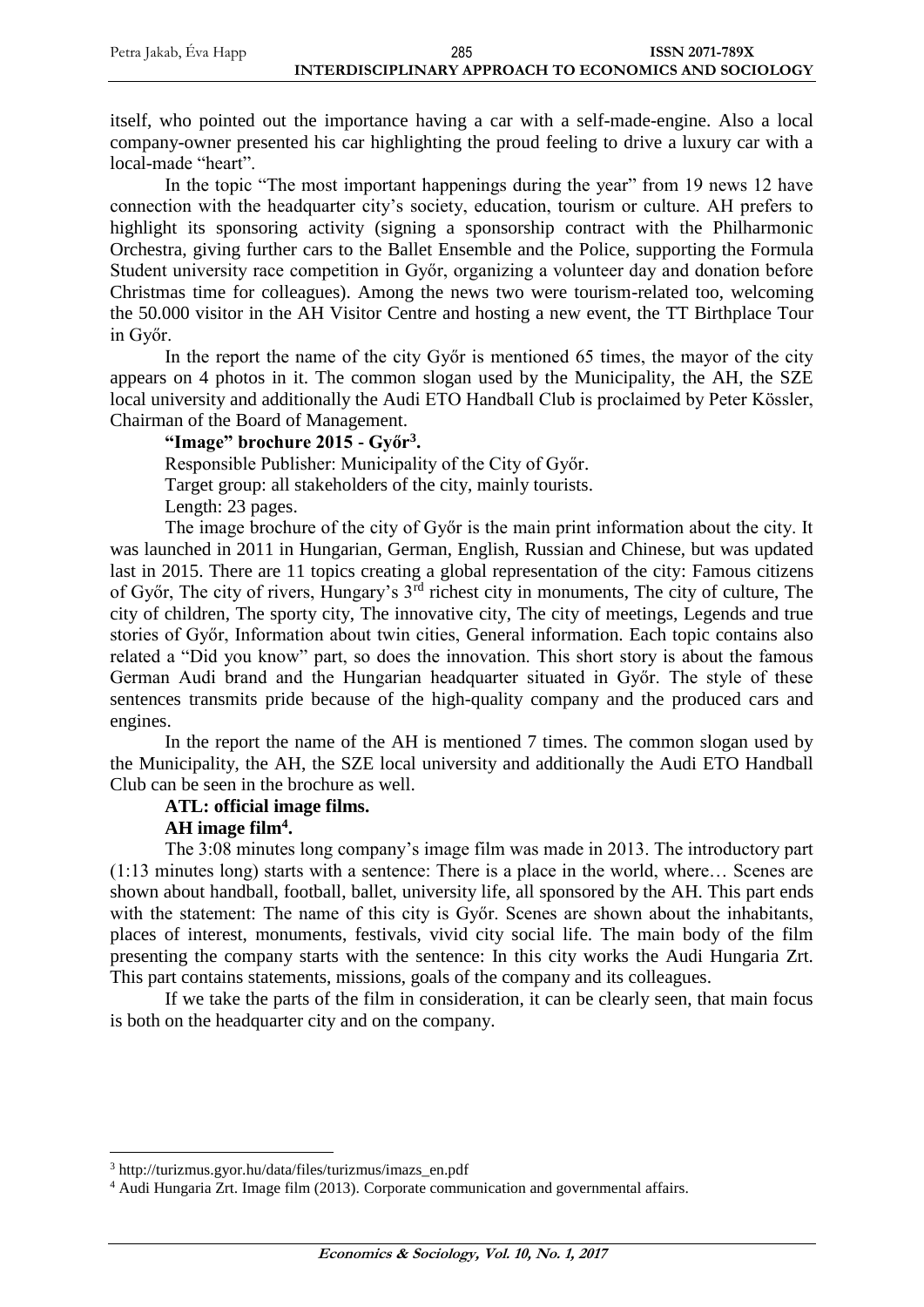itself, who pointed out the importance having a car with a self-made-engine. Also a local company-owner presented his car highlighting the proud feeling to drive a luxury car with a local-made "heart".

In the topic "The most important happenings during the year" from 19 news 12 have connection with the headquarter city's society, education, tourism or culture. AH prefers to highlight its sponsoring activity (signing a sponsorship contract with the Philharmonic Orchestra, giving further cars to the Ballet Ensemble and the Police, supporting the Formula Student university race competition in Győr, organizing a volunteer day and donation before Christmas time for colleagues). Among the news two were tourism-related too, welcoming the 50.000 visitor in the AH Visitor Centre and hosting a new event, the TT Birthplace Tour in Győr.

In the report the name of the city Győr is mentioned 65 times, the mayor of the city appears on 4 photos in it. The common slogan used by the Municipality, the AH, the SZE local university and additionally the Audi ETO Handball Club is proclaimed by Peter Kössler, Chairman of the Board of Management.

**"Image" brochure 2015 - Győr[3].**

Responsible Publisher: Municipality of the City of Győr.

Target group: all stakeholders of the city, mainly tourists.

Length: 23 pages.

The image brochure of the city of Győr is the main print information about the city. It was launched in 2011 in Hungarian, German, English, Russian and Chinese, but was updated last in 2015. There are 11 topics creating a global representation of the city: Famous citizens of Győr, The city of rivers, Hungary's 3rd richest city in monuments, The city of culture, The city of children, The sporty city, The innovative city, The city of meetings, Legends and true stories of Győr, Information about twin cities, General information. Each topic contains also related a "Did you know" part, so does the innovation. This short story is about the famous German Audi brand and the Hungarian headquarter situated in Győr. The style of these sentences transmits pride because of the high-quality company and the produced cars and engines.

In the report the name of the AH is mentioned 7 times. The common slogan used by the Municipality, the AH, the SZE local university and additionally the Audi ETO Handball Club can be seen in the brochure as well.

**ATL: official image films.**

**AH image film[4].**

The 3:08 minutes long company's image film was made in 2013. The introductory part (1:13 minutes long) starts with a sentence: There is a place in the world, where… Scenes are shown about handball, football, ballet, university life, all sponsored by the AH. This part ends with the statement: The name of this city is Győr. Scenes are shown about the inhabitants, places of interest, monuments, festivals, vivid city social life. The main body of the film presenting the company starts with the sentence: In this city works the Audi Hungaria Zrt. This part contains statements, missions, goals of the company and its colleagues.

If we take the parts of the film in consideration, it can be clearly seen, that main focus is both on the headquarter city and on the company.

---

[3] http://turizmus.gyor.hu/data/files/turizmus/imazs_en.pdf

[4] Audi Hungaria Zrt. Image film (2013). Corporate communication and governmental affairs.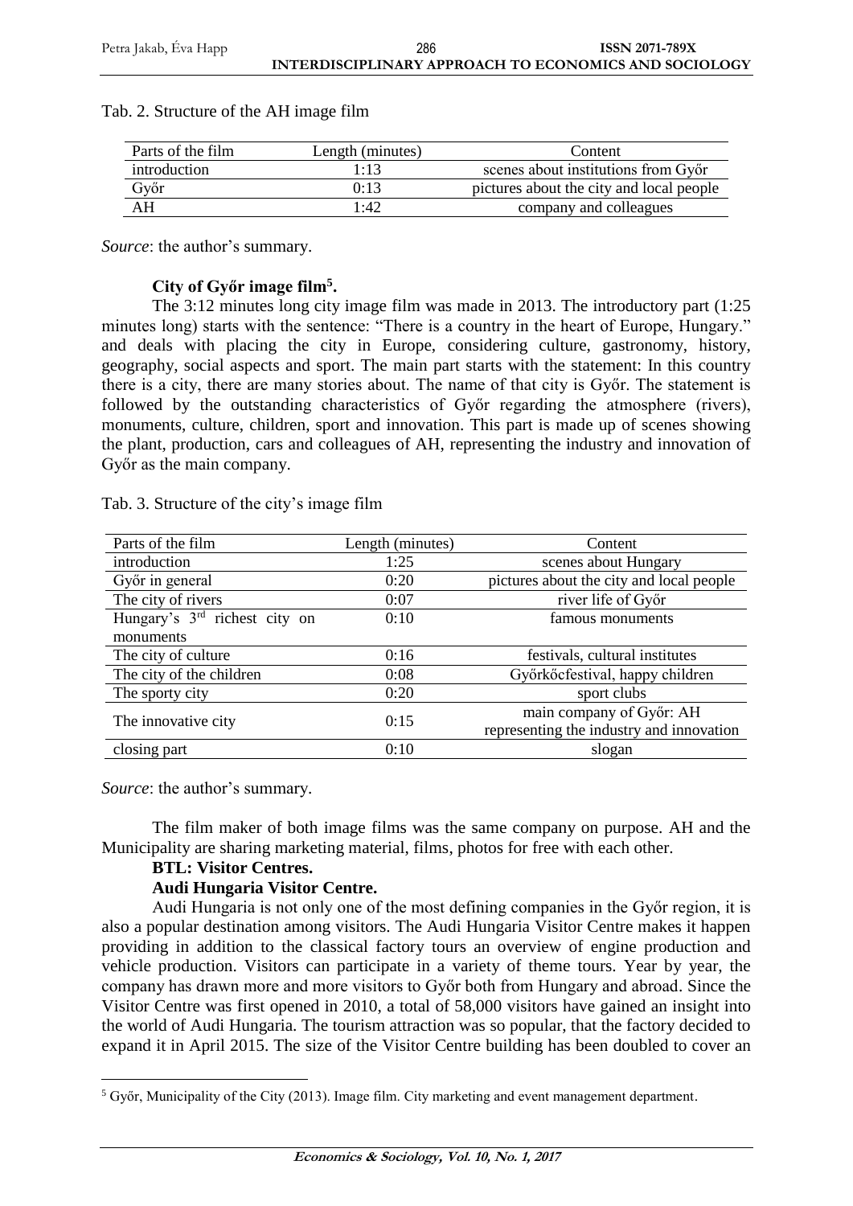Tab. 2. Structure of the AH image film

| Parts of the film | Length (minutes) | Content |
|---|---|---|
| introduction | 1:13 | scenes about institutions from Győr |
| Győr | 0:13 | pictures about the city and local people |
| AH | 1:42 | company and colleagues |

*Source*: the author's summary.

**City of Győr image film[5].**

The 3:12 minutes long city image film was made in 2013. The introductory part (1:25 minutes long) starts with the sentence: "There is a country in the heart of Europe, Hungary." and deals with placing the city in Europe, considering culture, gastronomy, history, geography, social aspects and sport. The main part starts with the statement: In this country there is a city, there are many stories about. The name of that city is Győr. The statement is followed by the outstanding characteristics of Győr regarding the atmosphere (rivers), monuments, culture, children, sport and innovation. This part is made up of scenes showing the plant, production, cars and colleagues of AH, representing the industry and innovation of Győr as the main company.

Tab. 3. Structure of the city's image film

| Parts of the film | Length (minutes) | Content |
|---|---|---|
| introduction | 1:25 | scenes about Hungary |
| Győr in general | 0:20 | pictures about the city and local people |
| The city of rivers | 0:07 | river life of Győr |
| Hungary's 3rd richest city on monuments | 0:10 | famous monuments |
| The city of culture | 0:16 | festivals, cultural institutes |
| The city of the children | 0:08 | Győrkőcfestival, happy children |
| The sporty city | 0:20 | sport clubs |
| The innovative city | 0:15 | main company of Győr: AH representing the industry and innovation |
| closing part | 0:10 | slogan |

*Source*: the author's summary.

The film maker of both image films was the same company on purpose. AH and the Municipality are sharing marketing material, films, photos for free with each other.

**BTL: Visitor Centres.**

**Audi Hungaria Visitor Centre.**

Audi Hungaria is not only one of the most defining companies in the Győr region, it is also a popular destination among visitors. The Audi Hungaria Visitor Centre makes it happen providing in addition to the classical factory tours an overview of engine production and vehicle production. Visitors can participate in a variety of theme tours. Year by year, the company has drawn more and more visitors to Győr both from Hungary and abroad. Since the Visitor Centre was first opened in 2010, a total of 58,000 visitors have gained an insight into the world of Audi Hungaria. The tourism attraction was so popular, that the factory decided to expand it in April 2015. The size of the Visitor Centre building has been doubled to cover an

[5] Győr, Municipality of the City (2013). Image film. City marketing and event management department.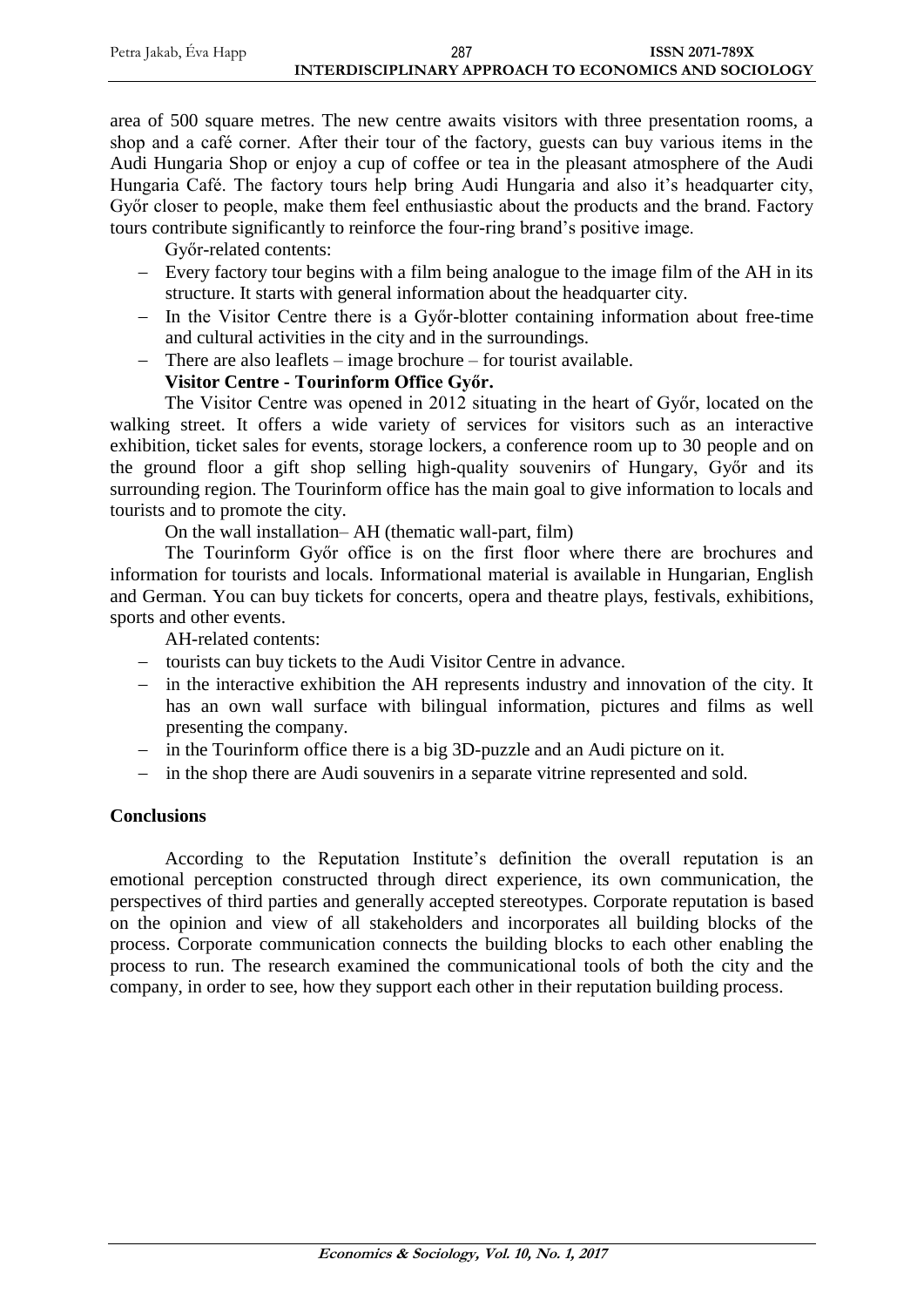area of 500 square metres. The new centre awaits visitors with three presentation rooms, a shop and a café corner. After their tour of the factory, guests can buy various items in the Audi Hungaria Shop or enjoy a cup of coffee or tea in the pleasant atmosphere of the Audi Hungaria Café. The factory tours help bring Audi Hungaria and also it's headquarter city, Győr closer to people, make them feel enthusiastic about the products and the brand. Factory tours contribute significantly to reinforce the four-ring brand's positive image.

Győr-related contents:

- Every factory tour begins with a film being analogue to the image film of the AH in its structure. It starts with general information about the headquarter city.
- In the Visitor Centre there is a Győr-blotter containing information about free-time and cultural activities in the city and in the surroundings.
- There are also leaflets – image brochure – for tourist available.

**Visitor Centre - Tourinform Office Győr.**

The Visitor Centre was opened in 2012 situating in the heart of Győr, located on the walking street. It offers a wide variety of services for visitors such as an interactive exhibition, ticket sales for events, storage lockers, a conference room up to 30 people and on the ground floor a gift shop selling high-quality souvenirs of Hungary, Győr and its surrounding region. The Tourinform office has the main goal to give information to locals and tourists and to promote the city.

On the wall installation– AH (thematic wall-part, film)

The Tourinform Győr office is on the first floor where there are brochures and information for tourists and locals. Informational material is available in Hungarian, English and German. You can buy tickets for concerts, opera and theatre plays, festivals, exhibitions, sports and other events.

AH-related contents:

- tourists can buy tickets to the Audi Visitor Centre in advance.
- in the interactive exhibition the AH represents industry and innovation of the city. It has an own wall surface with bilingual information, pictures and films as well presenting the company.
- in the Tourinform office there is a big 3D-puzzle and an Audi picture on it.
- in the shop there are Audi souvenirs in a separate vitrine represented and sold.

## Conclusions

According to the Reputation Institute's definition the overall reputation is an emotional perception constructed through direct experience, its own communication, the perspectives of third parties and generally accepted stereotypes. Corporate reputation is based on the opinion and view of all stakeholders and incorporates all building blocks of the process. Corporate communication connects the building blocks to each other enabling the process to run. The research examined the communicational tools of both the city and the company, in order to see, how they support each other in their reputation building process.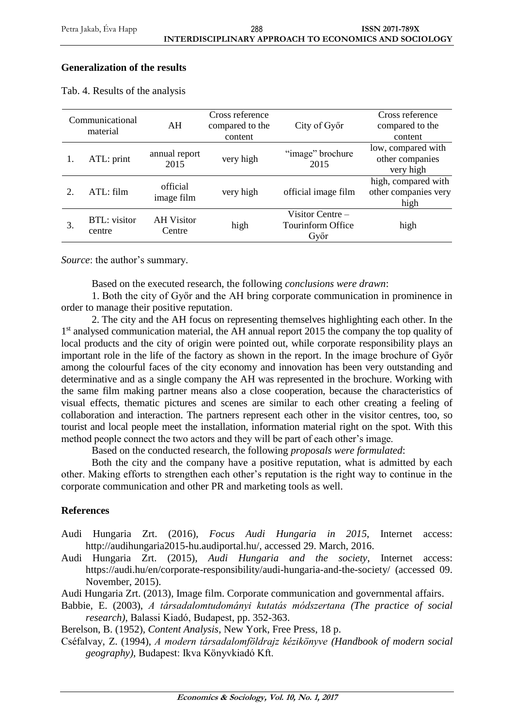### Generalization of the results

Tab. 4. Results of the analysis

| Communicational material | | AH | Cross reference compared to the content | City of Győr | Cross reference compared to the content |
|---|---|---|---|---|---|
| 1. | ATL: print | annual report 2015 | very high | "image" brochure 2015 | low, compared with other companies very high |
| 2. | ATL: film | official image film | very high | official image film | high, compared with other companies very high |
| 3. | BTL: visitor centre | AH Visitor Centre | high | Visitor Centre – Tourinform Office Győr | high |

*Source*: the author's summary.

Based on the executed research, the following *conclusions were drawn*:

1. Both the city of Győr and the AH bring corporate communication in prominence in order to manage their positive reputation.

2. The city and the AH focus on representing themselves highlighting each other. In the 1st analysed communication material, the AH annual report 2015 the company the top quality of local products and the city of origin were pointed out, while corporate responsibility plays an important role in the life of the factory as shown in the report. In the image brochure of Győr among the colourful faces of the city economy and innovation has been very outstanding and determinative and as a single company the AH was represented in the brochure. Working with the same film making partner means also a close cooperation, because the characteristics of visual effects, thematic pictures and scenes are similar to each other creating a feeling of collaboration and interaction. The partners represent each other in the visitor centres, too, so tourist and local people meet the installation, information material right on the spot. With this method people connect the two actors and they will be part of each other's image.

Based on the conducted research, the following *proposals were formulated*:

Both the city and the company have a positive reputation, what is admitted by each other. Making efforts to strengthen each other's reputation is the right way to continue in the corporate communication and other PR and marketing tools as well.

### References

Audi Hungaria Zrt. (2016), *Focus Audi Hungaria in 2015*, Internet access: http://audihungaria2015-hu.audiportal.hu/, accessed 29. March, 2016.

Audi Hungaria Zrt. (2015), *Audi Hungaria and the society*, Internet access: https://audi.hu/en/corporate-responsibility/audi-hungaria-and-the-society/ (accessed 09. November, 2015).

Audi Hungaria Zrt. (2013), Image film. Corporate communication and governmental affairs.

Babbie, E. (2003), *A társadalomtudományi kutatás módszertana (The practice of social research)*, Balassi Kiadó, Budapest, pp. 352-363.

Berelson, B. (1952), *Content Analysis*, New York, Free Press, 18 p.

Cséfalvay, Z. (1994), *A modern társadalomföldrajz kézikönyve (Handbook of modern social geography)*, Budapest: Ikva Könyvkiadó Kft.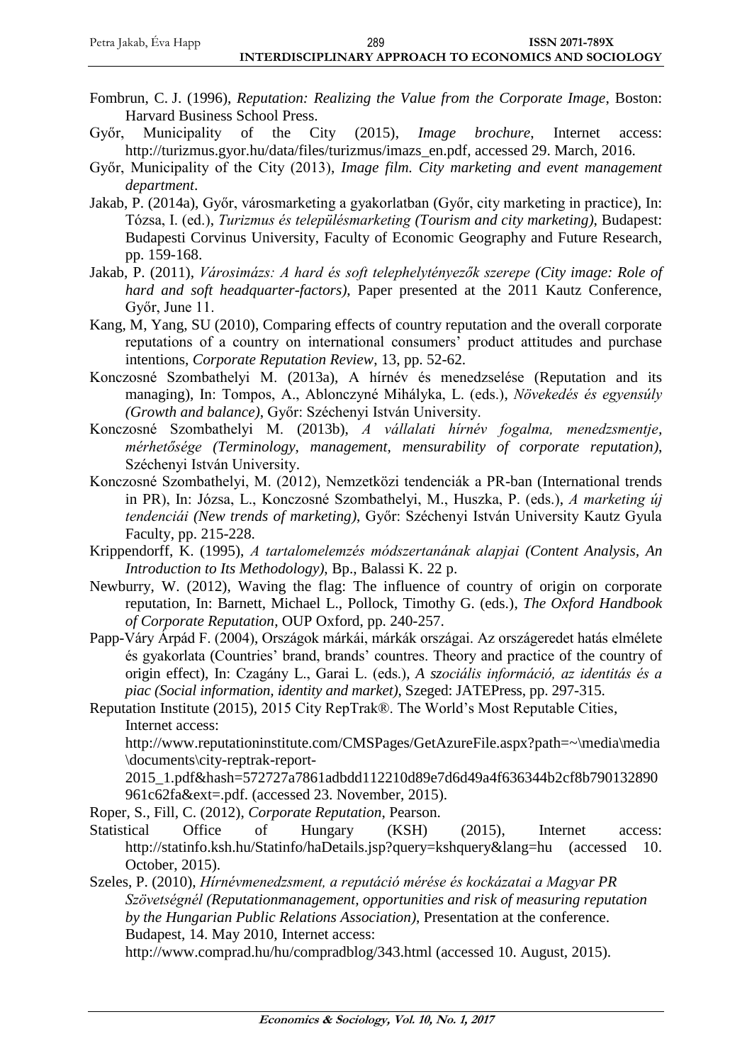Fombrun, C. J. (1996), *Reputation: Realizing the Value from the Corporate Image*, Boston: Harvard Business School Press.

Győr, Municipality of the City (2015), *Image brochure*, Internet access: http://turizmus.gyor.hu/data/files/turizmus/imazs_en.pdf, accessed 29. March, 2016.

Győr, Municipality of the City (2013), *Image film. City marketing and event management department*.

Jakab, P. (2014a), Győr, városmarketing a gyakorlatban (Győr, city marketing in practice), In: Tózsa, I. (ed.), *Turizmus és településmarketing (Tourism and city marketing)*, Budapest: Budapesti Corvinus University, Faculty of Economic Geography and Future Research, pp. 159-168.

Jakab, P. (2011), *Városimázs: A hard és soft telephelytényezők szerepe (City image: Role of hard and soft headquarter-factors)*, Paper presented at the 2011 Kautz Conference, Győr, June 11.

Kang, M, Yang, SU (2010), Comparing effects of country reputation and the overall corporate reputations of a country on international consumers' product attitudes and purchase intentions, *Corporate Reputation Review*, 13, pp. 52-62.

Konczosné Szombathelyi M. (2013a), A hírnév és menedzselése (Reputation and its managing), In: Tompos, A., Ablonczyné Mihályka, L. (eds.), *Növekedés és egyensúly (Growth and balance)*, Győr: Széchenyi István University.

Konczosné Szombathelyi M. (2013b), *A vállalati hírnév fogalma, menedzsmentje, mérhetősége (Terminology, management, mensurability of corporate reputation)*, Széchenyi István University.

Konczosné Szombathelyi, M. (2012), Nemzetközi tendenciák a PR-ban (International trends in PR), In: Józsa, L., Konczosné Szombathelyi, M., Huszka, P. (eds.), *A marketing új tendenciái (New trends of marketing)*, Győr: Széchenyi István University Kautz Gyula Faculty, pp. 215-228.

Krippendorff, K. (1995), *A tartalomelemzés módszertanának alapjai (Content Analysis, An Introduction to Its Methodology)*, Bp., Balassi K. 22 p.

Newburry, W. (2012), Waving the flag: The influence of country of origin on corporate reputation, In: Barnett, Michael L., Pollock, Timothy G. (eds.), *The Oxford Handbook of Corporate Reputation*, OUP Oxford, pp. 240-257.

Papp-Váry Árpád F. (2004), Országok márkái, márkák országai. Az országeredet hatás elmélete és gyakorlata (Countries' brand, brands' countres. Theory and practice of the country of origin effect), In: Czagány L., Garai L. (eds.), *A szociális információ, az identitás és a piac (Social information, identity and market)*, Szeged: JATEPress, pp. 297-315.

Reputation Institute (2015), 2015 City RepTrak®. The World's Most Reputable Cities, Internet access: http://www.reputationinstitute.com/CMSPages/GetAzureFile.aspx?path=~\media\media\documents\city-reptrak-report-2015_1.pdf&hash=572727a7861adbdd112210d89e7d6d49a4f636344b2cf8b790132890961c62fa&ext=.pdf. (accessed 23. November, 2015).

Roper, S., Fill, C. (2012), *Corporate Reputation*, Pearson.

Statistical Office of Hungary (KSH) (2015), Internet access: http://statinfo.ksh.hu/Statinfo/haDetails.jsp?query=kshquery&lang=hu (accessed 10. October, 2015).

Szeles, P. (2010), *Hírnévmenedzsment, a reputáció mérése és kockázatai a Magyar PR Szövetségnél (Reputationmanagement, opportunities and risk of measuring reputation by the Hungarian Public Relations Association)*, Presentation at the conference. Budapest, 14. May 2010, Internet access: http://www.comprad.hu/hu/compradblog/343.html (accessed 10. August, 2015).